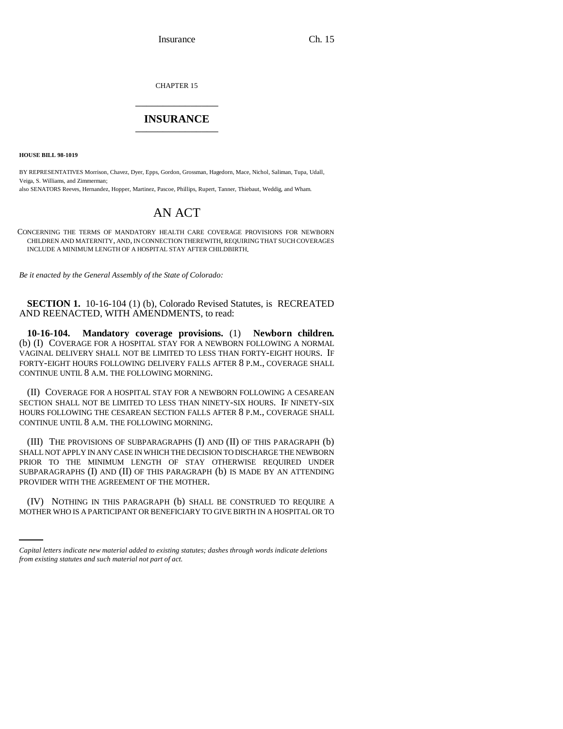CHAPTER 15

# INSURANCE

**HOUSE BILL 98-1019**

BY REPRESENTATIVES Morrison, Chavez, Dyer, Epps, Gordon, Grossman, Hagedorn, Mace, Nichol, Saliman, Tupa, Udall, Veiga, S. Williams, and Zimmerman;
also SENATORS Reeves, Hernandez, Hopper, Martinez, Pascoe, Phillips, Rupert, Tanner, Thiebaut, Weddig, and Wham.

# AN ACT

CONCERNING THE TERMS OF MANDATORY HEALTH CARE COVERAGE PROVISIONS FOR NEWBORN CHILDREN AND MATERNITY, AND, IN CONNECTION THEREWITH, REQUIRING THAT SUCH COVERAGES INCLUDE A MINIMUM LENGTH OF A HOSPITAL STAY AFTER CHILDBIRTH.

*Be it enacted by the General Assembly of the State of Colorado:*

**SECTION 1.** 10-16-104 (1) (b), Colorado Revised Statutes, is RECREATED AND REENACTED, WITH AMENDMENTS, to read:

**10-16-104. Mandatory coverage provisions.** (1) **Newborn children.** (b) (I) COVERAGE FOR A HOSPITAL STAY FOR A NEWBORN FOLLOWING A NORMAL VAGINAL DELIVERY SHALL NOT BE LIMITED TO LESS THAN FORTY-EIGHT HOURS. IF FORTY-EIGHT HOURS FOLLOWING DELIVERY FALLS AFTER 8 P.M., COVERAGE SHALL CONTINUE UNTIL 8 A.M. THE FOLLOWING MORNING.

(II) COVERAGE FOR A HOSPITAL STAY FOR A NEWBORN FOLLOWING A CESAREAN SECTION SHALL NOT BE LIMITED TO LESS THAN NINETY-SIX HOURS. IF NINETY-SIX HOURS FOLLOWING THE CESAREAN SECTION FALLS AFTER 8 P.M., COVERAGE SHALL CONTINUE UNTIL 8 A.M. THE FOLLOWING MORNING.

(III) THE PROVISIONS OF SUBPARAGRAPHS (I) AND (II) OF THIS PARAGRAPH (b) SHALL NOT APPLY IN ANY CASE IN WHICH THE DECISION TO DISCHARGE THE NEWBORN PRIOR TO THE MINIMUM LENGTH OF STAY OTHERWISE REQUIRED UNDER SUBPARAGRAPHS (I) AND (II) OF THIS PARAGRAPH (b) IS MADE BY AN ATTENDING PROVIDER WITH THE AGREEMENT OF THE MOTHER.

(IV) NOTHING IN THIS PARAGRAPH (b) SHALL BE CONSTRUED TO REQUIRE A MOTHER WHO IS A PARTICIPANT OR BENEFICIARY TO GIVE BIRTH IN A HOSPITAL OR TO

*Capital letters indicate new material added to existing statutes; dashes through words indicate deletions from existing statutes and such material not part of act.*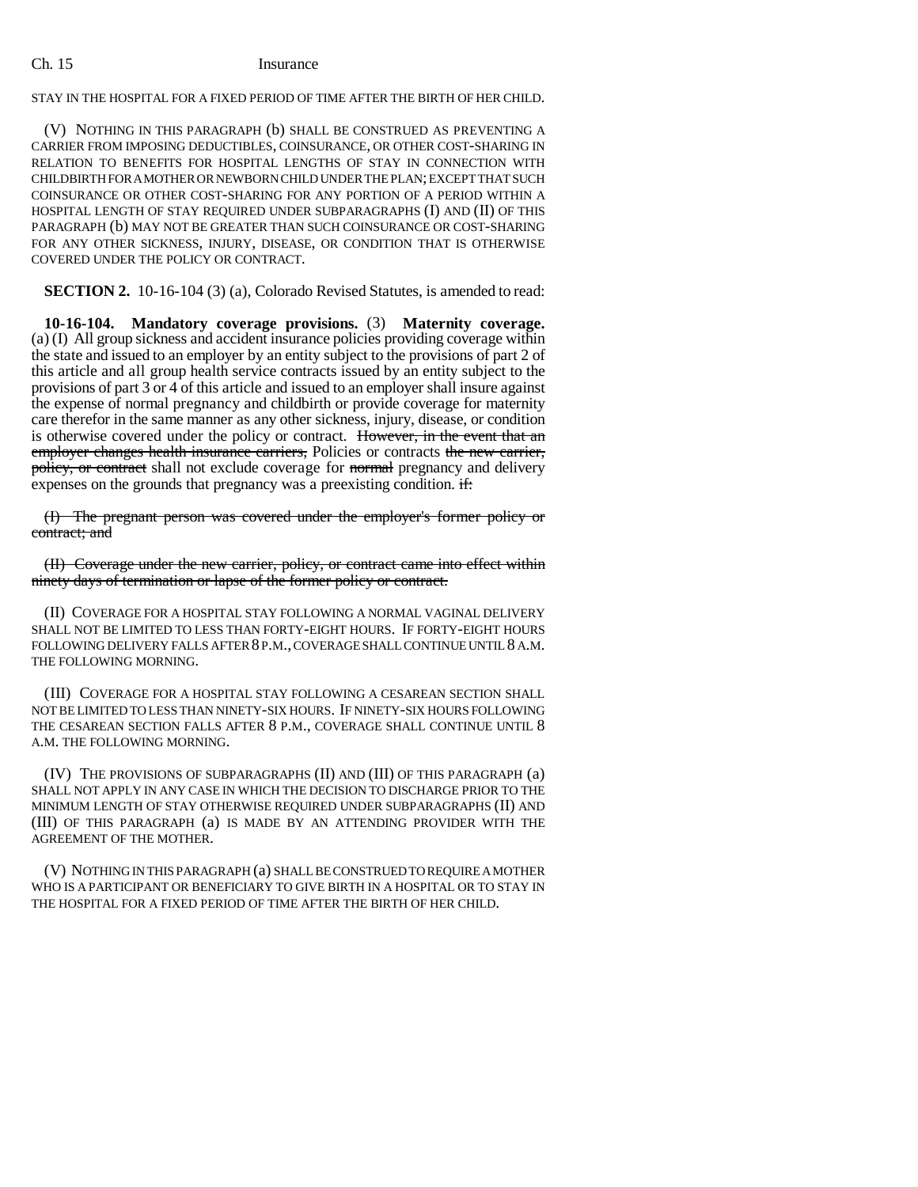STAY IN THE HOSPITAL FOR A FIXED PERIOD OF TIME AFTER THE BIRTH OF HER CHILD.

(V) NOTHING IN THIS PARAGRAPH (b) SHALL BE CONSTRUED AS PREVENTING A CARRIER FROM IMPOSING DEDUCTIBLES, COINSURANCE, OR OTHER COST-SHARING IN RELATION TO BENEFITS FOR HOSPITAL LENGTHS OF STAY IN CONNECTION WITH CHILDBIRTH FOR A MOTHER OR NEWBORN CHILD UNDER THE PLAN; EXCEPT THAT SUCH COINSURANCE OR OTHER COST-SHARING FOR ANY PORTION OF A PERIOD WITHIN A HOSPITAL LENGTH OF STAY REQUIRED UNDER SUBPARAGRAPHS (I) AND (II) OF THIS PARAGRAPH (b) MAY NOT BE GREATER THAN SUCH COINSURANCE OR COST-SHARING FOR ANY OTHER SICKNESS, INJURY, DISEASE, OR CONDITION THAT IS OTHERWISE COVERED UNDER THE POLICY OR CONTRACT.

**SECTION 2.** 10-16-104 (3) (a), Colorado Revised Statutes, is amended to read:

**10-16-104. Mandatory coverage provisions.** (3) **Maternity coverage.** (a) (I) All group sickness and accident insurance policies providing coverage within the state and issued to an employer by an entity subject to the provisions of part 2 of this article and all group health service contracts issued by an entity subject to the provisions of part 3 or 4 of this article and issued to an employer shall insure against the expense of normal pregnancy and childbirth or provide coverage for maternity care therefor in the same manner as any other sickness, injury, disease, or condition is otherwise covered under the policy or contract. ~~However, in the event that an employer changes health insurance carriers,~~ Policies or contracts ~~the new carrier, policy, or contract~~ shall not exclude coverage for ~~normal~~ pregnancy and delivery expenses on the grounds that pregnancy was a preexisting condition. ~~if:~~

~~(I) The pregnant person was covered under the employer's former policy or contract; and~~

~~(II) Coverage under the new carrier, policy, or contract came into effect within ninety days of termination or lapse of the former policy or contract.~~

(II) COVERAGE FOR A HOSPITAL STAY FOLLOWING A NORMAL VAGINAL DELIVERY SHALL NOT BE LIMITED TO LESS THAN FORTY-EIGHT HOURS. IF FORTY-EIGHT HOURS FOLLOWING DELIVERY FALLS AFTER 8 P.M., COVERAGE SHALL CONTINUE UNTIL 8 A.M. THE FOLLOWING MORNING.

(III) COVERAGE FOR A HOSPITAL STAY FOLLOWING A CESAREAN SECTION SHALL NOT BE LIMITED TO LESS THAN NINETY-SIX HOURS. IF NINETY-SIX HOURS FOLLOWING THE CESAREAN SECTION FALLS AFTER 8 P.M., COVERAGE SHALL CONTINUE UNTIL 8 A.M. THE FOLLOWING MORNING.

(IV) THE PROVISIONS OF SUBPARAGRAPHS (II) AND (III) OF THIS PARAGRAPH (a) SHALL NOT APPLY IN ANY CASE IN WHICH THE DECISION TO DISCHARGE PRIOR TO THE MINIMUM LENGTH OF STAY OTHERWISE REQUIRED UNDER SUBPARAGRAPHS (II) AND (III) OF THIS PARAGRAPH (a) IS MADE BY AN ATTENDING PROVIDER WITH THE AGREEMENT OF THE MOTHER.

(V) NOTHING IN THIS PARAGRAPH (a) SHALL BE CONSTRUED TO REQUIRE A MOTHER WHO IS A PARTICIPANT OR BENEFICIARY TO GIVE BIRTH IN A HOSPITAL OR TO STAY IN THE HOSPITAL FOR A FIXED PERIOD OF TIME AFTER THE BIRTH OF HER CHILD.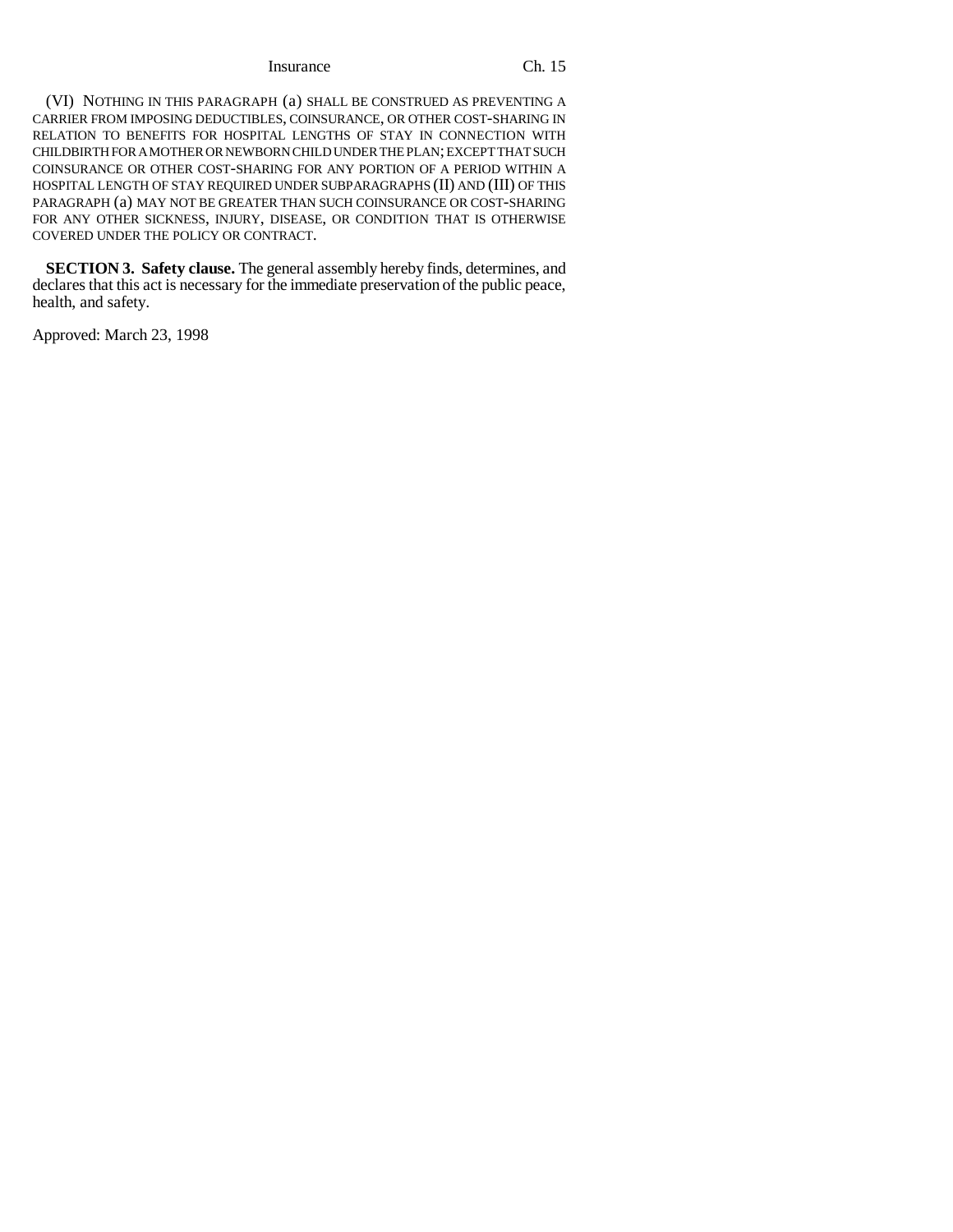(VI) NOTHING IN THIS PARAGRAPH (a) SHALL BE CONSTRUED AS PREVENTING A CARRIER FROM IMPOSING DEDUCTIBLES, COINSURANCE, OR OTHER COST-SHARING IN RELATION TO BENEFITS FOR HOSPITAL LENGTHS OF STAY IN CONNECTION WITH CHILDBIRTH FOR A MOTHER OR NEWBORN CHILD UNDER THE PLAN; EXCEPT THAT SUCH COINSURANCE OR OTHER COST-SHARING FOR ANY PORTION OF A PERIOD WITHIN A HOSPITAL LENGTH OF STAY REQUIRED UNDER SUBPARAGRAPHS (II) AND (III) OF THIS PARAGRAPH (a) MAY NOT BE GREATER THAN SUCH COINSURANCE OR COST-SHARING FOR ANY OTHER SICKNESS, INJURY, DISEASE, OR CONDITION THAT IS OTHERWISE COVERED UNDER THE POLICY OR CONTRACT.

**SECTION 3. Safety clause.** The general assembly hereby finds, determines, and declares that this act is necessary for the immediate preservation of the public peace, health, and safety.

Approved: March 23, 1998